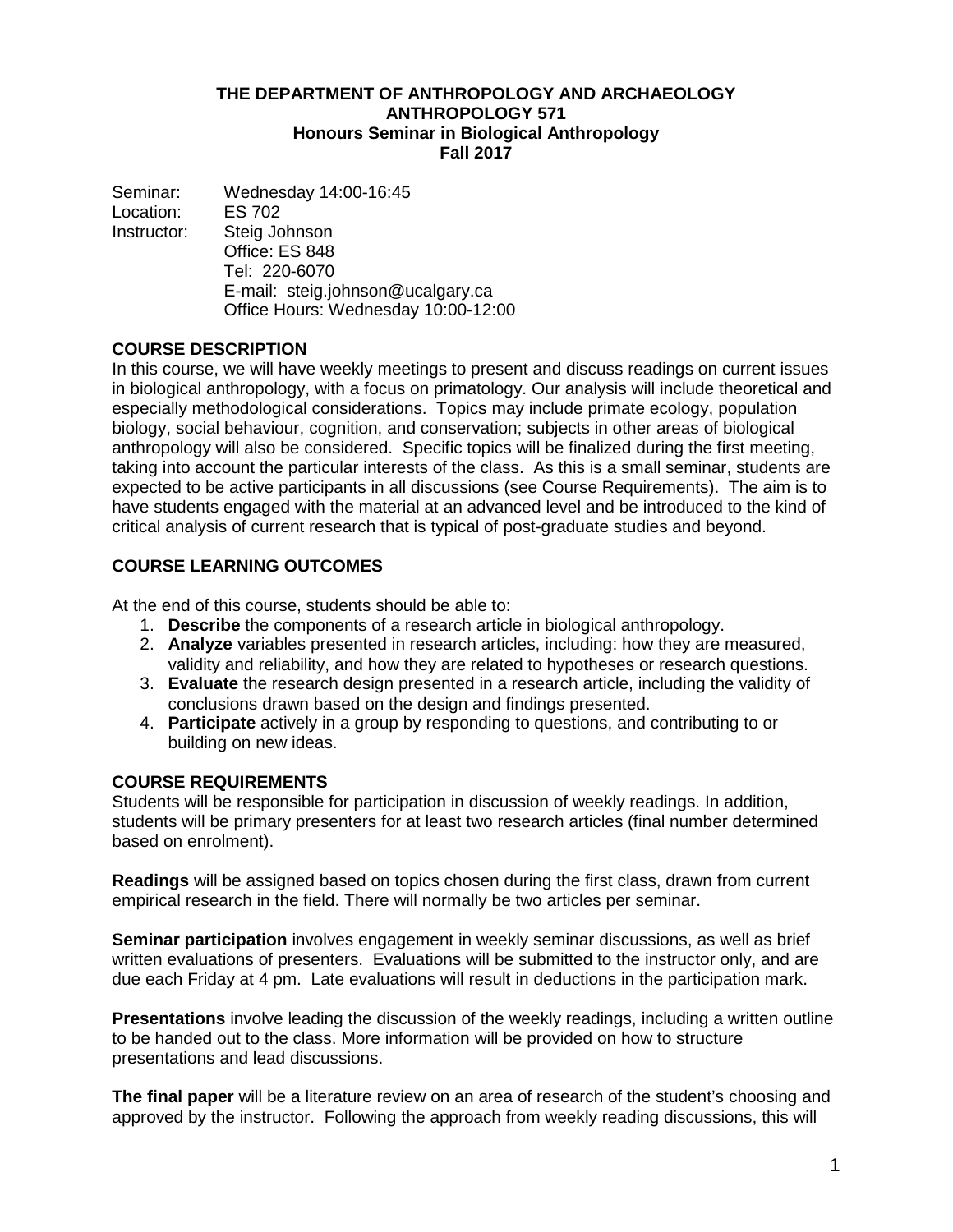**THE DEPARTMENT OF ANTHROPOLOGY AND ARCHAEOLOGY**
**ANTHROPOLOGY 571**
**Honours Seminar in Biological Anthropology**
**Fall 2017**

Seminar: Wednesday 14:00-16:45
Location: ES 702
Instructor: Steig Johnson
Office: ES 848
Tel: 220-6070
E-mail: steig.johnson@ucalgary.ca
Office Hours: Wednesday 10:00-12:00

## COURSE DESCRIPTION

In this course, we will have weekly meetings to present and discuss readings on current issues in biological anthropology, with a focus on primatology. Our analysis will include theoretical and especially methodological considerations. Topics may include primate ecology, population biology, social behaviour, cognition, and conservation; subjects in other areas of biological anthropology will also be considered. Specific topics will be finalized during the first meeting, taking into account the particular interests of the class. As this is a small seminar, students are expected to be active participants in all discussions (see Course Requirements). The aim is to have students engaged with the material at an advanced level and be introduced to the kind of critical analysis of current research that is typical of post-graduate studies and beyond.

## COURSE LEARNING OUTCOMES

At the end of this course, students should be able to:

1. **Describe** the components of a research article in biological anthropology.
2. **Analyze** variables presented in research articles, including: how they are measured, validity and reliability, and how they are related to hypotheses or research questions.
3. **Evaluate** the research design presented in a research article, including the validity of conclusions drawn based on the design and findings presented.
4. **Participate** actively in a group by responding to questions, and contributing to or building on new ideas.

## COURSE REQUIREMENTS

Students will be responsible for participation in discussion of weekly readings. In addition, students will be primary presenters for at least two research articles (final number determined based on enrolment).

**Readings** will be assigned based on topics chosen during the first class, drawn from current empirical research in the field. There will normally be two articles per seminar.

**Seminar participation** involves engagement in weekly seminar discussions, as well as brief written evaluations of presenters. Evaluations will be submitted to the instructor only, and are due each Friday at 4 pm. Late evaluations will result in deductions in the participation mark.

**Presentations** involve leading the discussion of the weekly readings, including a written outline to be handed out to the class. More information will be provided on how to structure presentations and lead discussions.

**The final paper** will be a literature review on an area of research of the student's choosing and approved by the instructor. Following the approach from weekly reading discussions, this will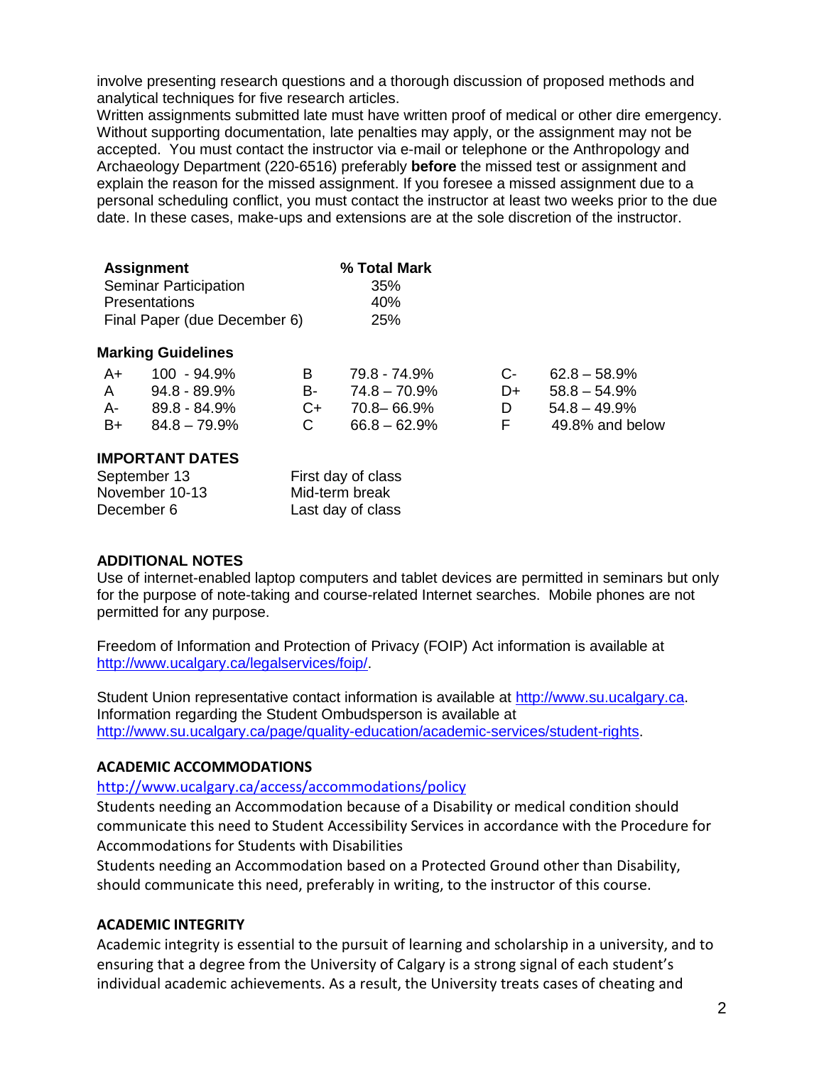involve presenting research questions and a thorough discussion of proposed methods and analytical techniques for five research articles.
Written assignments submitted late must have written proof of medical or other dire emergency. Without supporting documentation, late penalties may apply, or the assignment may not be accepted. You must contact the instructor via e-mail or telephone or the Anthropology and Archaeology Department (220-6516) preferably **before** the missed test or assignment and explain the reason for the missed assignment. If you foresee a missed assignment due to a personal scheduling conflict, you must contact the instructor at least two weeks prior to the due date. In these cases, make-ups and extensions are at the sole discretion of the instructor.

| **Assignment** | **% Total Mark** |
|---|---|
| Seminar Participation | 35% |
| Presentations | 40% |
| Final Paper (due December 6) | 25% |

**Marking Guidelines**

| | | | | | |
|---|---|---|---|---|---|
| A+ | 100 - 94.9% | B | 79.8 - 74.9% | C- | 62.8 – 58.9% |
| A | 94.8 - 89.9% | B- | 74.8 – 70.9% | D+ | 58.8 – 54.9% |
| A- | 89.8 - 84.9% | C+ | 70.8– 66.9% | D | 54.8 – 49.9% |
| B+ | 84.8 – 79.9% | C | 66.8 – 62.9% | F | 49.8% and below |

**IMPORTANT DATES**

| | |
|---|---|
| September 13 | First day of class |
| November 10-13 | Mid-term break |
| December 6 | Last day of class |

**ADDITIONAL NOTES**

Use of internet-enabled laptop computers and tablet devices are permitted in seminars but only for the purpose of note-taking and course-related Internet searches. Mobile phones are not permitted for any purpose.

Freedom of Information and Protection of Privacy (FOIP) Act information is available at http://www.ucalgary.ca/legalservices/foip/.

Student Union representative contact information is available at http://www.su.ucalgary.ca. Information regarding the Student Ombudsperson is available at http://www.su.ucalgary.ca/page/quality-education/academic-services/student-rights.

**ACADEMIC ACCOMMODATIONS**

http://www.ucalgary.ca/access/accommodations/policy

Students needing an Accommodation because of a Disability or medical condition should communicate this need to Student Accessibility Services in accordance with the Procedure for Accommodations for Students with Disabilities

Students needing an Accommodation based on a Protected Ground other than Disability, should communicate this need, preferably in writing, to the instructor of this course.

**ACADEMIC INTEGRITY**

Academic integrity is essential to the pursuit of learning and scholarship in a university, and to ensuring that a degree from the University of Calgary is a strong signal of each student's individual academic achievements. As a result, the University treats cases of cheating and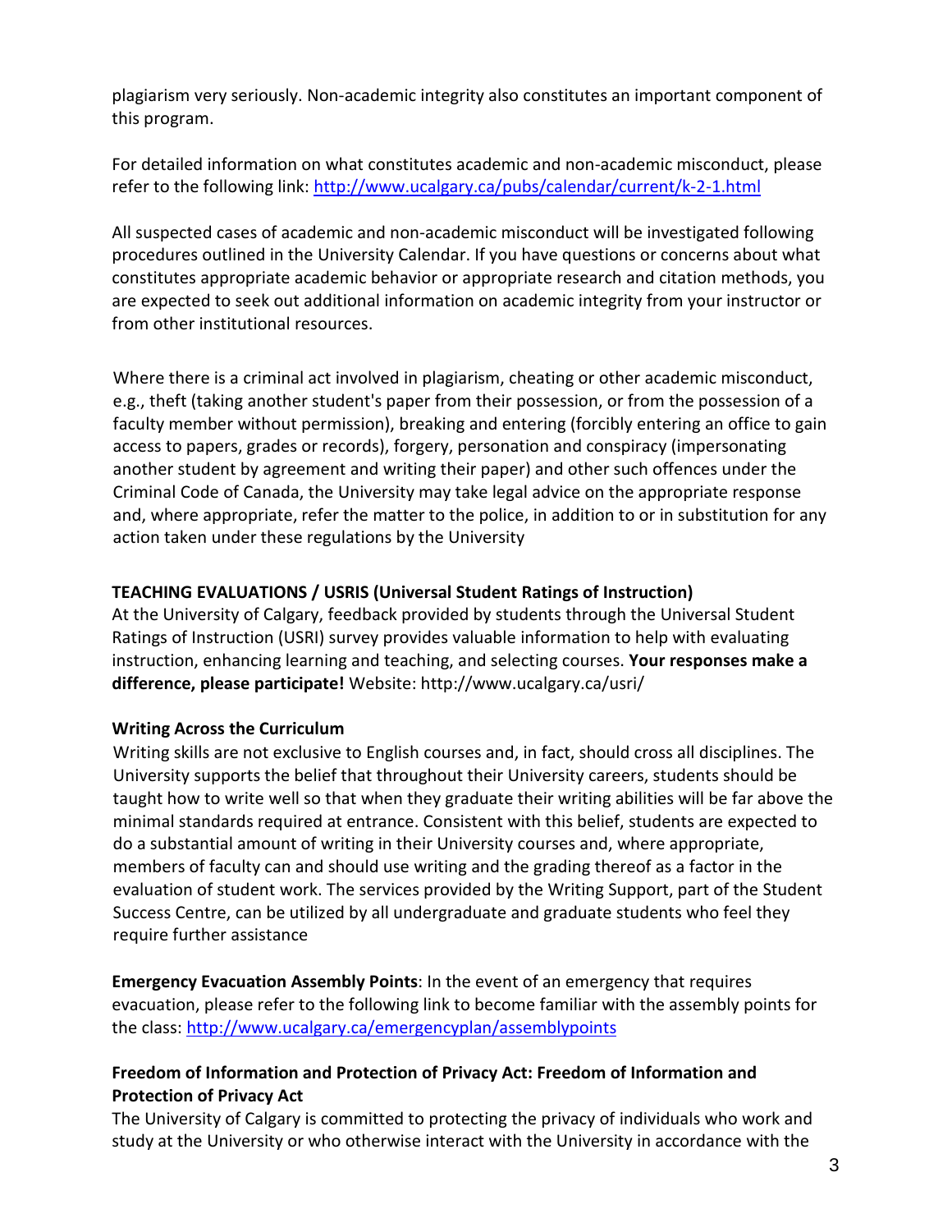plagiarism very seriously. Non-academic integrity also constitutes an important component of this program.

For detailed information on what constitutes academic and non-academic misconduct, please refer to the following link: http://www.ucalgary.ca/pubs/calendar/current/k-2-1.html

All suspected cases of academic and non-academic misconduct will be investigated following procedures outlined in the University Calendar. If you have questions or concerns about what constitutes appropriate academic behavior or appropriate research and citation methods, you are expected to seek out additional information on academic integrity from your instructor or from other institutional resources.

Where there is a criminal act involved in plagiarism, cheating or other academic misconduct, e.g., theft (taking another student's paper from their possession, or from the possession of a faculty member without permission), breaking and entering (forcibly entering an office to gain access to papers, grades or records), forgery, personation and conspiracy (impersonating another student by agreement and writing their paper) and other such offences under the Criminal Code of Canada, the University may take legal advice on the appropriate response and, where appropriate, refer the matter to the police, in addition to or in substitution for any action taken under these regulations by the University

**TEACHING EVALUATIONS / USRIS (Universal Student Ratings of Instruction)**
At the University of Calgary, feedback provided by students through the Universal Student Ratings of Instruction (USRI) survey provides valuable information to help with evaluating instruction, enhancing learning and teaching, and selecting courses. **Your responses make a difference, please participate!** Website: http://www.ucalgary.ca/usri/

**Writing Across the Curriculum**
Writing skills are not exclusive to English courses and, in fact, should cross all disciplines. The University supports the belief that throughout their University careers, students should be taught how to write well so that when they graduate their writing abilities will be far above the minimal standards required at entrance. Consistent with this belief, students are expected to do a substantial amount of writing in their University courses and, where appropriate, members of faculty can and should use writing and the grading thereof as a factor in the evaluation of student work. The services provided by the Writing Support, part of the Student Success Centre, can be utilized by all undergraduate and graduate students who feel they require further assistance

**Emergency Evacuation Assembly Points**: In the event of an emergency that requires evacuation, please refer to the following link to become familiar with the assembly points for the class: http://www.ucalgary.ca/emergencyplan/assemblypoints

**Freedom of Information and Protection of Privacy Act: Freedom of Information and Protection of Privacy Act**
The University of Calgary is committed to protecting the privacy of individuals who work and study at the University or who otherwise interact with the University in accordance with the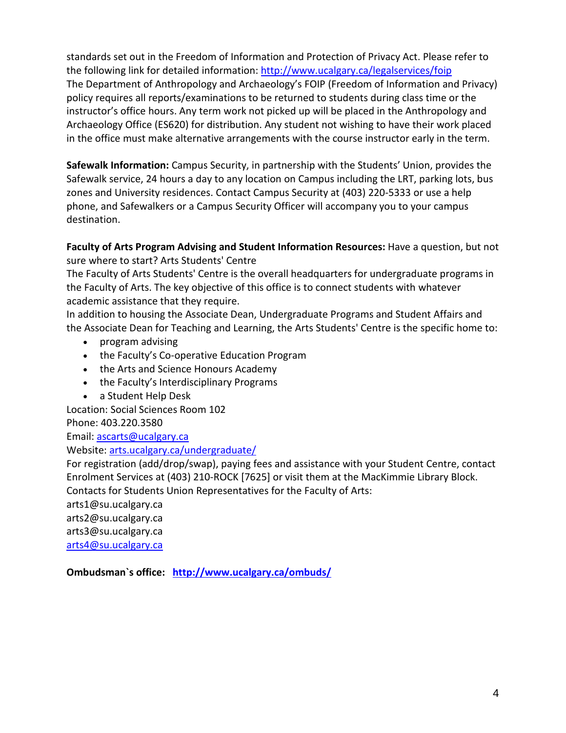standards set out in the Freedom of Information and Protection of Privacy Act. Please refer to the following link for detailed information: http://www.ucalgary.ca/legalservices/foip
The Department of Anthropology and Archaeology's FOIP (Freedom of Information and Privacy) policy requires all reports/examinations to be returned to students during class time or the instructor's office hours. Any term work not picked up will be placed in the Anthropology and Archaeology Office (ES620) for distribution. Any student not wishing to have their work placed in the office must make alternative arrangements with the course instructor early in the term.

**Safewalk Information:** Campus Security, in partnership with the Students' Union, provides the Safewalk service, 24 hours a day to any location on Campus including the LRT, parking lots, bus zones and University residences. Contact Campus Security at (403) 220-5333 or use a help phone, and Safewalkers or a Campus Security Officer will accompany you to your campus destination.

**Faculty of Arts Program Advising and Student Information Resources:** Have a question, but not sure where to start? Arts Students' Centre
The Faculty of Arts Students' Centre is the overall headquarters for undergraduate programs in the Faculty of Arts. The key objective of this office is to connect students with whatever academic assistance that they require.
In addition to housing the Associate Dean, Undergraduate Programs and Student Affairs and the Associate Dean for Teaching and Learning, the Arts Students' Centre is the specific home to:

- program advising
- the Faculty's Co-operative Education Program
- the Arts and Science Honours Academy
- the Faculty's Interdisciplinary Programs
- a Student Help Desk

Location: Social Sciences Room 102
Phone: 403.220.3580
Email: ascarts@ucalgary.ca
Website: arts.ucalgary.ca/undergraduate/
For registration (add/drop/swap), paying fees and assistance with your Student Centre, contact Enrolment Services at (403) 210-ROCK [7625] or visit them at the MacKimmie Library Block.
Contacts for Students Union Representatives for the Faculty of Arts:
arts1@su.ucalgary.ca
arts2@su.ucalgary.ca
arts3@su.ucalgary.ca
arts4@su.ucalgary.ca

**Ombudsman`s office: http://www.ucalgary.ca/ombuds/**